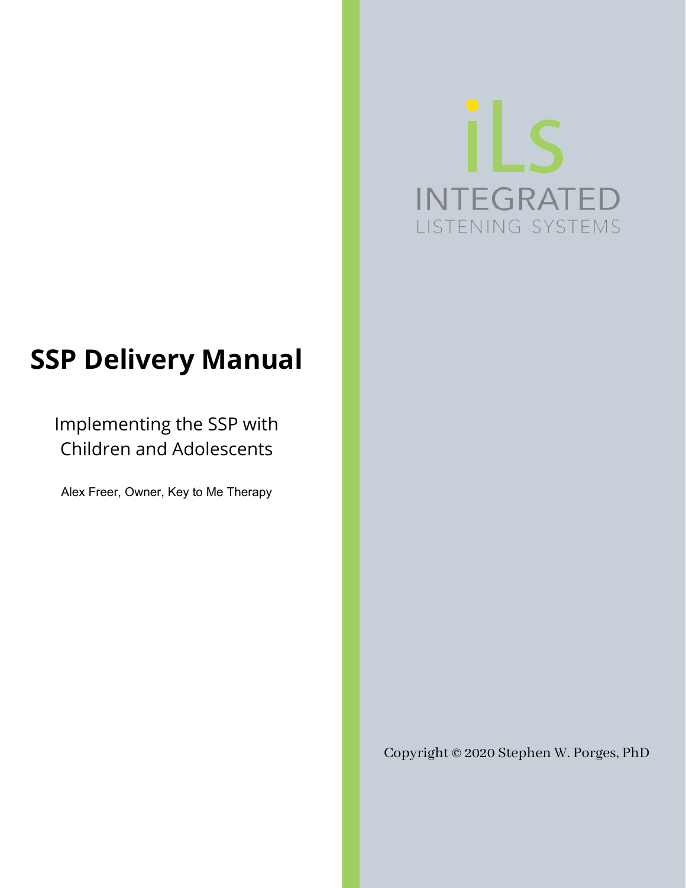iLS

INTEGRATED
LISTENING SYSTEMS

# SSP Delivery Manual

Implementing the SSP with Children and Adolescents

Alex Freer, Owner, Key to Me Therapy

Copyright © 2020 Stephen W. Porges, PhD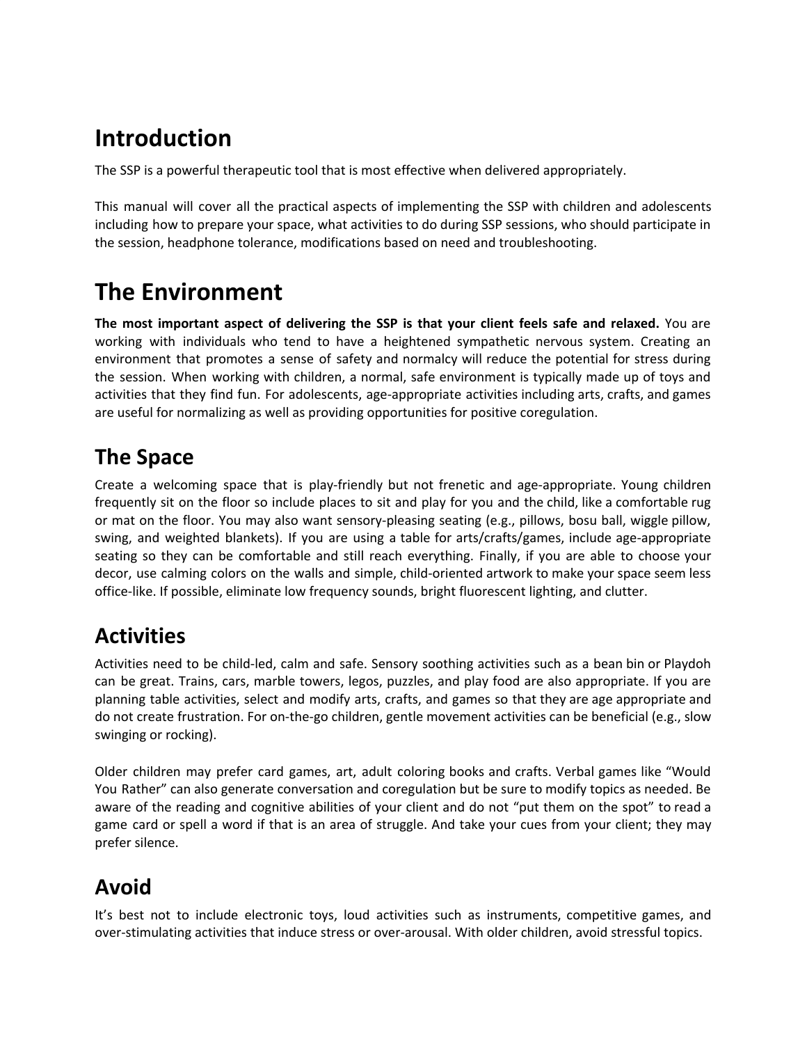# Introduction

The SSP is a powerful therapeutic tool that is most effective when delivered appropriately.

This manual will cover all the practical aspects of implementing the SSP with children and adolescents including how to prepare your space, what activities to do during SSP sessions, who should participate in the session, headphone tolerance, modifications based on need and troubleshooting.

# The Environment

**The most important aspect of delivering the SSP is that your client feels safe and relaxed.** You are working with individuals who tend to have a heightened sympathetic nervous system. Creating an environment that promotes a sense of safety and normalcy will reduce the potential for stress during the session. When working with children, a normal, safe environment is typically made up of toys and activities that they find fun. For adolescents, age-appropriate activities including arts, crafts, and games are useful for normalizing as well as providing opportunities for positive coregulation.

## The Space

Create a welcoming space that is play-friendly but not frenetic and age-appropriate. Young children frequently sit on the floor so include places to sit and play for you and the child, like a comfortable rug or mat on the floor. You may also want sensory-pleasing seating (e.g., pillows, bosu ball, wiggle pillow, swing, and weighted blankets). If you are using a table for arts/crafts/games, include age-appropriate seating so they can be comfortable and still reach everything. Finally, if you are able to choose your decor, use calming colors on the walls and simple, child-oriented artwork to make your space seem less office-like. If possible, eliminate low frequency sounds, bright fluorescent lighting, and clutter.

## Activities

Activities need to be child-led, calm and safe. Sensory soothing activities such as a bean bin or Playdoh can be great. Trains, cars, marble towers, legos, puzzles, and play food are also appropriate. If you are planning table activities, select and modify arts, crafts, and games so that they are age appropriate and do not create frustration. For on-the-go children, gentle movement activities can be beneficial (e.g., slow swinging or rocking).

Older children may prefer card games, art, adult coloring books and crafts. Verbal games like "Would You Rather" can also generate conversation and coregulation but be sure to modify topics as needed. Be aware of the reading and cognitive abilities of your client and do not "put them on the spot" to read a game card or spell a word if that is an area of struggle. And take your cues from your client; they may prefer silence.

## Avoid

It's best not to include electronic toys, loud activities such as instruments, competitive games, and over-stimulating activities that induce stress or over-arousal. With older children, avoid stressful topics.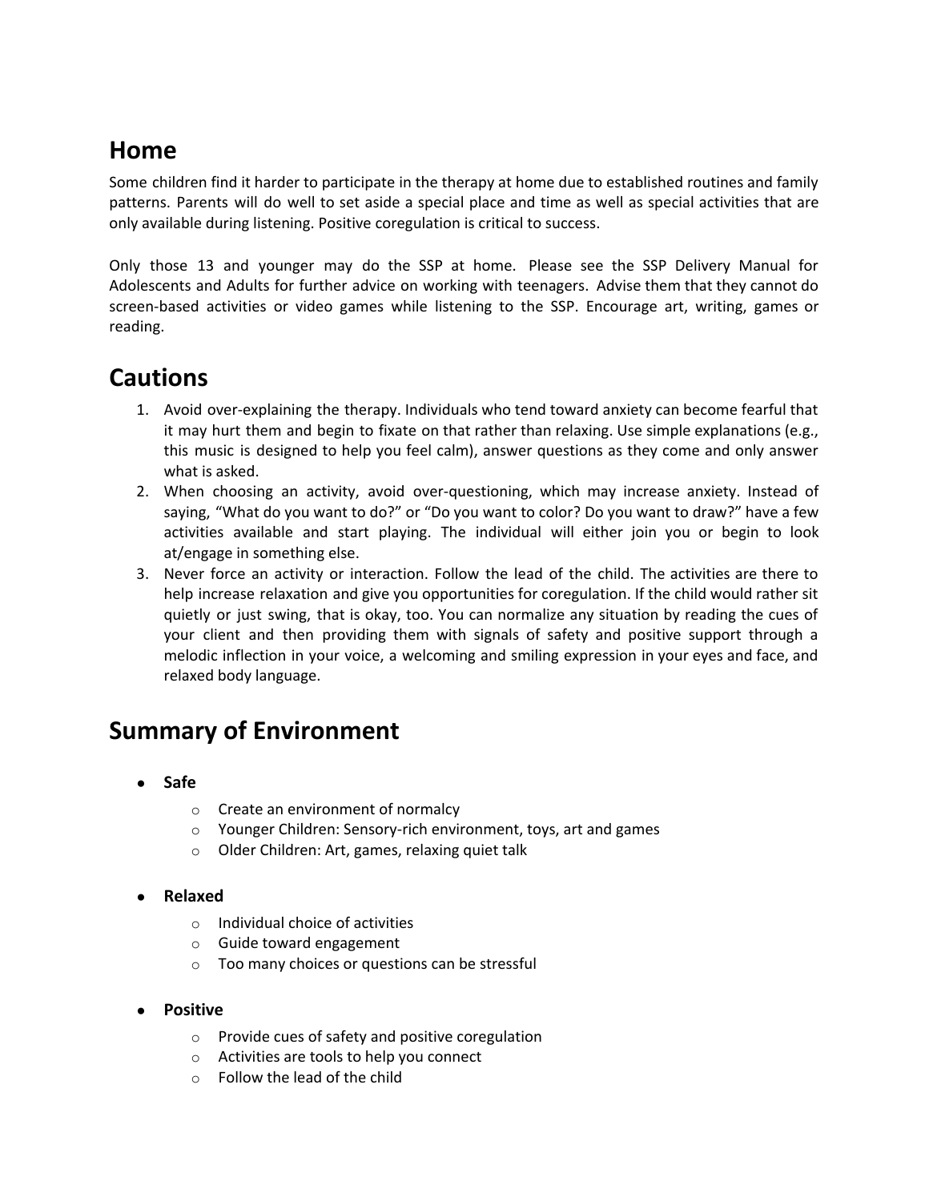## Home

Some children find it harder to participate in the therapy at home due to established routines and family patterns. Parents will do well to set aside a special place and time as well as special activities that are only available during listening. Positive coregulation is critical to success.

Only those 13 and younger may do the SSP at home. Please see the SSP Delivery Manual for Adolescents and Adults for further advice on working with teenagers. Advise them that they cannot do screen-based activities or video games while listening to the SSP. Encourage art, writing, games or reading.

## Cautions

1. Avoid over-explaining the therapy. Individuals who tend toward anxiety can become fearful that it may hurt them and begin to fixate on that rather than relaxing. Use simple explanations (e.g., this music is designed to help you feel calm), answer questions as they come and only answer what is asked.
2. When choosing an activity, avoid over-questioning, which may increase anxiety. Instead of saying, "What do you want to do?" or "Do you want to color? Do you want to draw?" have a few activities available and start playing. The individual will either join you or begin to look at/engage in something else.
3. Never force an activity or interaction. Follow the lead of the child. The activities are there to help increase relaxation and give you opportunities for coregulation. If the child would rather sit quietly or just swing, that is okay, too. You can normalize any situation by reading the cues of your client and then providing them with signals of safety and positive support through a melodic inflection in your voice, a welcoming and smiling expression in your eyes and face, and relaxed body language.

## Summary of Environment

- **Safe**
  - Create an environment of normalcy
  - Younger Children: Sensory-rich environment, toys, art and games
  - Older Children: Art, games, relaxing quiet talk
- **Relaxed**
  - Individual choice of activities
  - Guide toward engagement
  - Too many choices or questions can be stressful
- **Positive**
  - Provide cues of safety and positive coregulation
  - Activities are tools to help you connect
  - Follow the lead of the child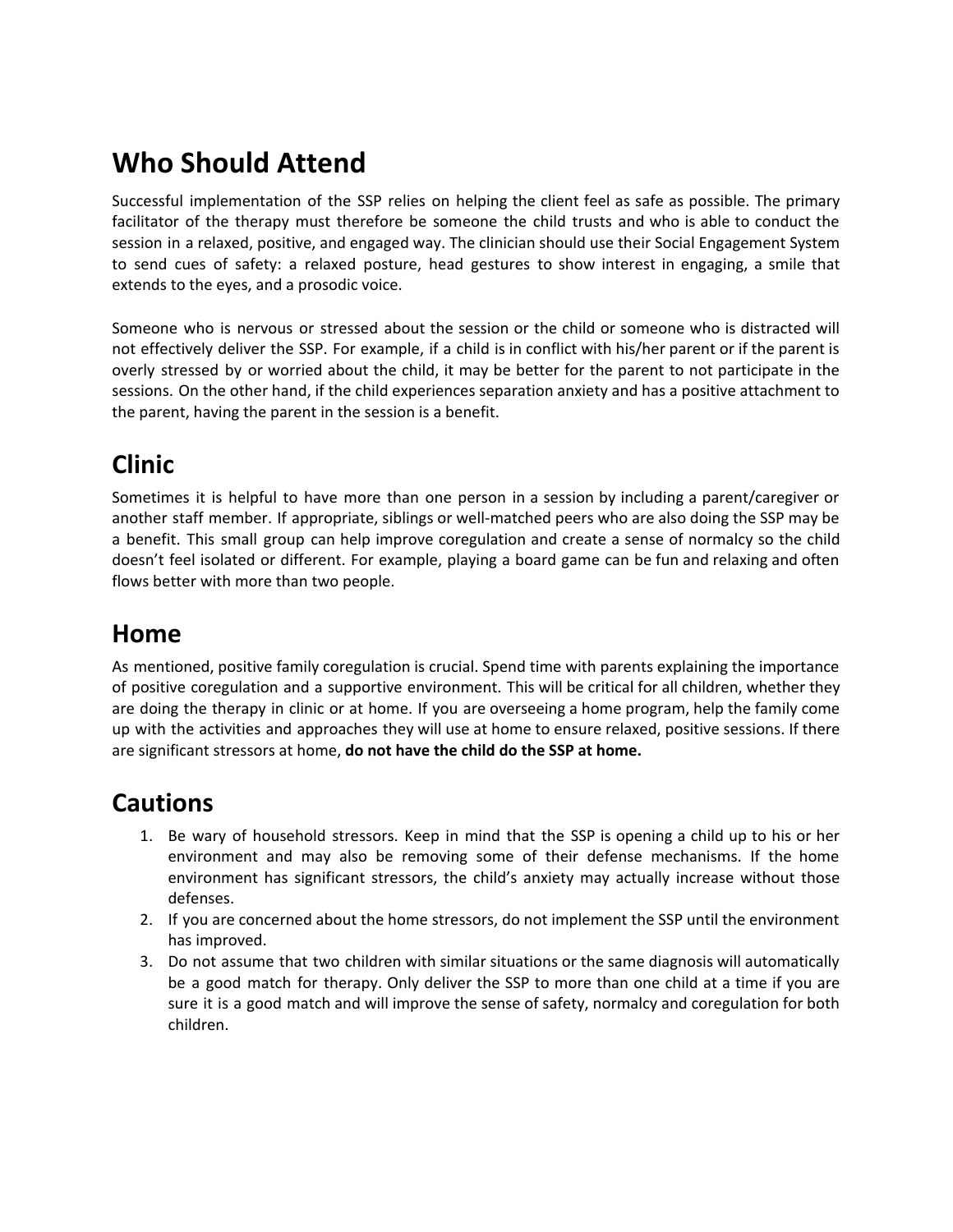# Who Should Attend

Successful implementation of the SSP relies on helping the client feel as safe as possible. The primary facilitator of the therapy must therefore be someone the child trusts and who is able to conduct the session in a relaxed, positive, and engaged way. The clinician should use their Social Engagement System to send cues of safety: a relaxed posture, head gestures to show interest in engaging, a smile that extends to the eyes, and a prosodic voice.

Someone who is nervous or stressed about the session or the child or someone who is distracted will not effectively deliver the SSP. For example, if a child is in conflict with his/her parent or if the parent is overly stressed by or worried about the child, it may be better for the parent to not participate in the sessions. On the other hand, if the child experiences separation anxiety and has a positive attachment to the parent, having the parent in the session is a benefit.

# Clinic

Sometimes it is helpful to have more than one person in a session by including a parent/caregiver or another staff member. If appropriate, siblings or well-matched peers who are also doing the SSP may be a benefit. This small group can help improve coregulation and create a sense of normalcy so the child doesn't feel isolated or different. For example, playing a board game can be fun and relaxing and often flows better with more than two people.

# Home

As mentioned, positive family coregulation is crucial. Spend time with parents explaining the importance of positive coregulation and a supportive environment. This will be critical for all children, whether they are doing the therapy in clinic or at home. If you are overseeing a home program, help the family come up with the activities and approaches they will use at home to ensure relaxed, positive sessions. If there are significant stressors at home, **do not have the child do the SSP at home.**

# Cautions

1. Be wary of household stressors. Keep in mind that the SSP is opening a child up to his or her environment and may also be removing some of their defense mechanisms. If the home environment has significant stressors, the child's anxiety may actually increase without those defenses.
2. If you are concerned about the home stressors, do not implement the SSP until the environment has improved.
3. Do not assume that two children with similar situations or the same diagnosis will automatically be a good match for therapy. Only deliver the SSP to more than one child at a time if you are sure it is a good match and will improve the sense of safety, normalcy and coregulation for both children.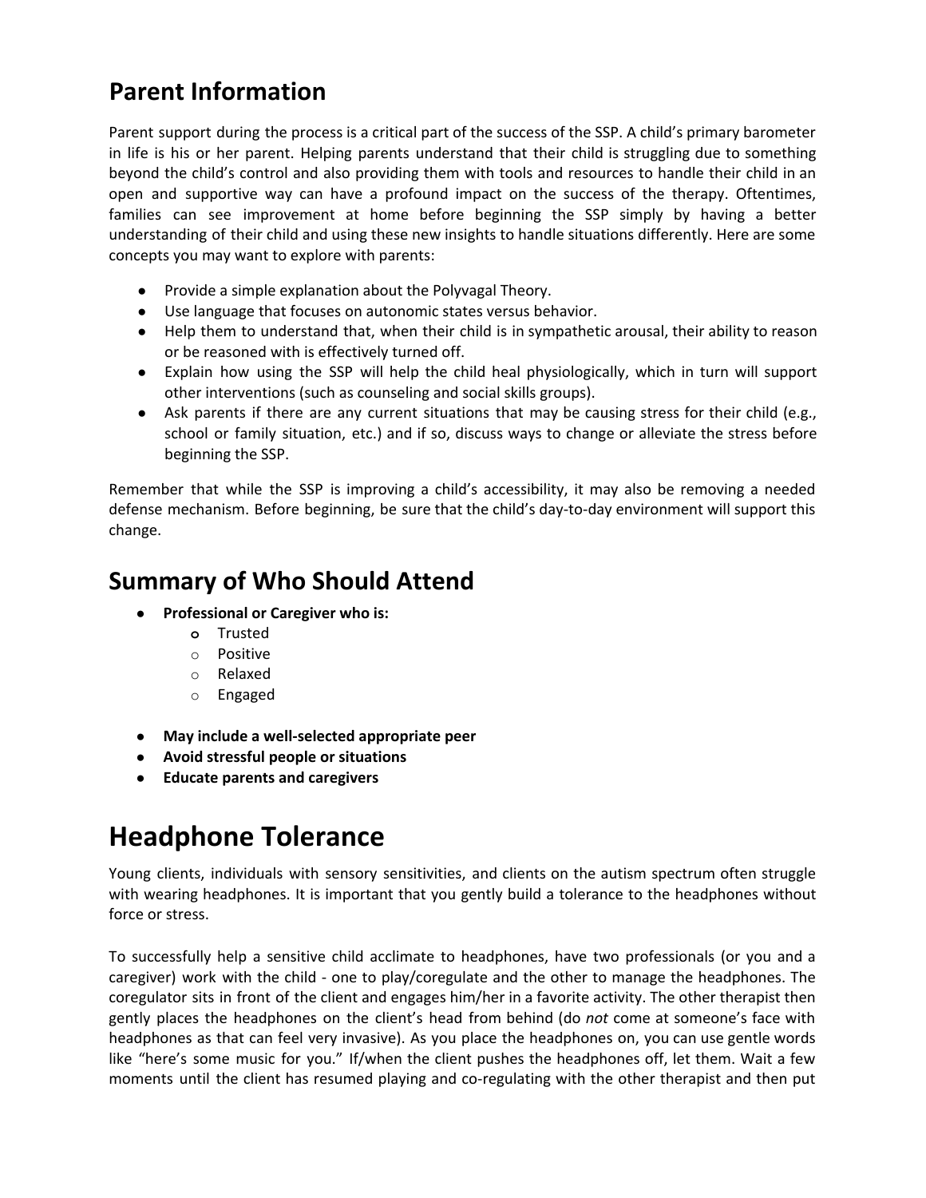## Parent Information

Parent support during the process is a critical part of the success of the SSP. A child's primary barometer in life is his or her parent. Helping parents understand that their child is struggling due to something beyond the child's control and also providing them with tools and resources to handle their child in an open and supportive way can have a profound impact on the success of the therapy. Oftentimes, families can see improvement at home before beginning the SSP simply by having a better understanding of their child and using these new insights to handle situations differently. Here are some concepts you may want to explore with parents:

- Provide a simple explanation about the Polyvagal Theory.
- Use language that focuses on autonomic states versus behavior.
- Help them to understand that, when their child is in sympathetic arousal, their ability to reason or be reasoned with is effectively turned off.
- Explain how using the SSP will help the child heal physiologically, which in turn will support other interventions (such as counseling and social skills groups).
- Ask parents if there are any current situations that may be causing stress for their child (e.g., school or family situation, etc.) and if so, discuss ways to change or alleviate the stress before beginning the SSP.

Remember that while the SSP is improving a child's accessibility, it may also be removing a needed defense mechanism. Before beginning, be sure that the child's day-to-day environment will support this change.

## Summary of Who Should Attend

- **Professional or Caregiver who is:**
    - Trusted
    - Positive
    - Relaxed
    - Engaged
- **May include a well-selected appropriate peer**
- **Avoid stressful people or situations**
- **Educate parents and caregivers**

# Headphone Tolerance

Young clients, individuals with sensory sensitivities, and clients on the autism spectrum often struggle with wearing headphones. It is important that you gently build a tolerance to the headphones without force or stress.

To successfully help a sensitive child acclimate to headphones, have two professionals (or you and a caregiver) work with the child - one to play/coregulate and the other to manage the headphones. The coregulator sits in front of the client and engages him/her in a favorite activity. The other therapist then gently places the headphones on the client's head from behind (do *not* come at someone's face with headphones as that can feel very invasive). As you place the headphones on, you can use gentle words like "here's some music for you." If/when the client pushes the headphones off, let them. Wait a few moments until the client has resumed playing and co-regulating with the other therapist and then put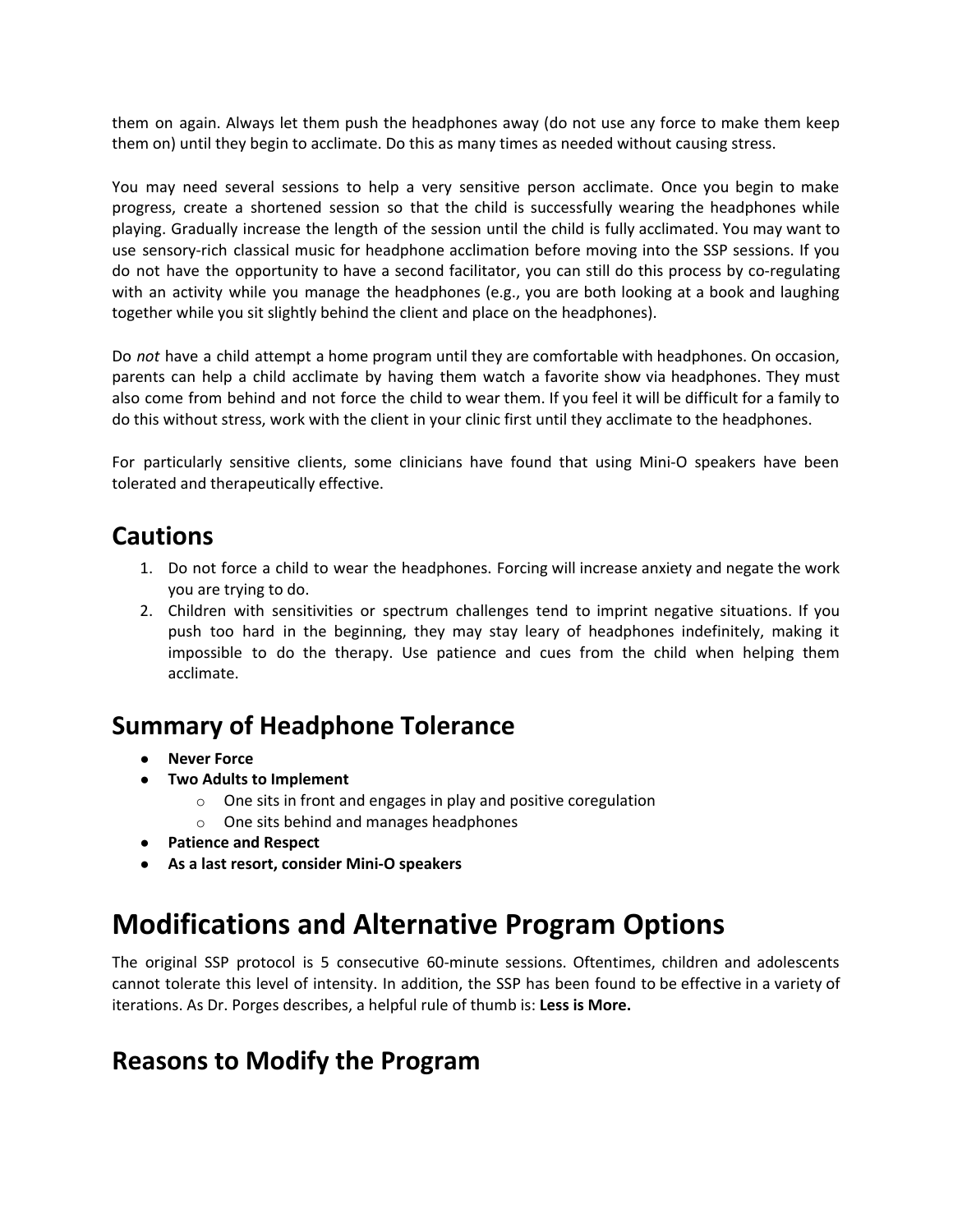them on again. Always let them push the headphones away (do not use any force to make them keep them on) until they begin to acclimate. Do this as many times as needed without causing stress.

You may need several sessions to help a very sensitive person acclimate. Once you begin to make progress, create a shortened session so that the child is successfully wearing the headphones while playing. Gradually increase the length of the session until the child is fully acclimated. You may want to use sensory-rich classical music for headphone acclimation before moving into the SSP sessions. If you do not have the opportunity to have a second facilitator, you can still do this process by co-regulating with an activity while you manage the headphones (e.g., you are both looking at a book and laughing together while you sit slightly behind the client and place on the headphones).

Do *not* have a child attempt a home program until they are comfortable with headphones. On occasion, parents can help a child acclimate by having them watch a favorite show via headphones. They must also come from behind and not force the child to wear them. If you feel it will be difficult for a family to do this without stress, work with the client in your clinic first until they acclimate to the headphones.

For particularly sensitive clients, some clinicians have found that using Mini-O speakers have been tolerated and therapeutically effective.

## Cautions

1. Do not force a child to wear the headphones. Forcing will increase anxiety and negate the work you are trying to do.
2. Children with sensitivities or spectrum challenges tend to imprint negative situations. If you push too hard in the beginning, they may stay leary of headphones indefinitely, making it impossible to do the therapy. Use patience and cues from the child when helping them acclimate.

## Summary of Headphone Tolerance

- **Never Force**
- **Two Adults to Implement**
  - One sits in front and engages in play and positive coregulation
  - One sits behind and manages headphones
- **Patience and Respect**
- **As a last resort, consider Mini-O speakers**

# Modifications and Alternative Program Options

The original SSP protocol is 5 consecutive 60-minute sessions. Oftentimes, children and adolescents cannot tolerate this level of intensity. In addition, the SSP has been found to be effective in a variety of iterations. As Dr. Porges describes, a helpful rule of thumb is: **Less is More.**

## Reasons to Modify the Program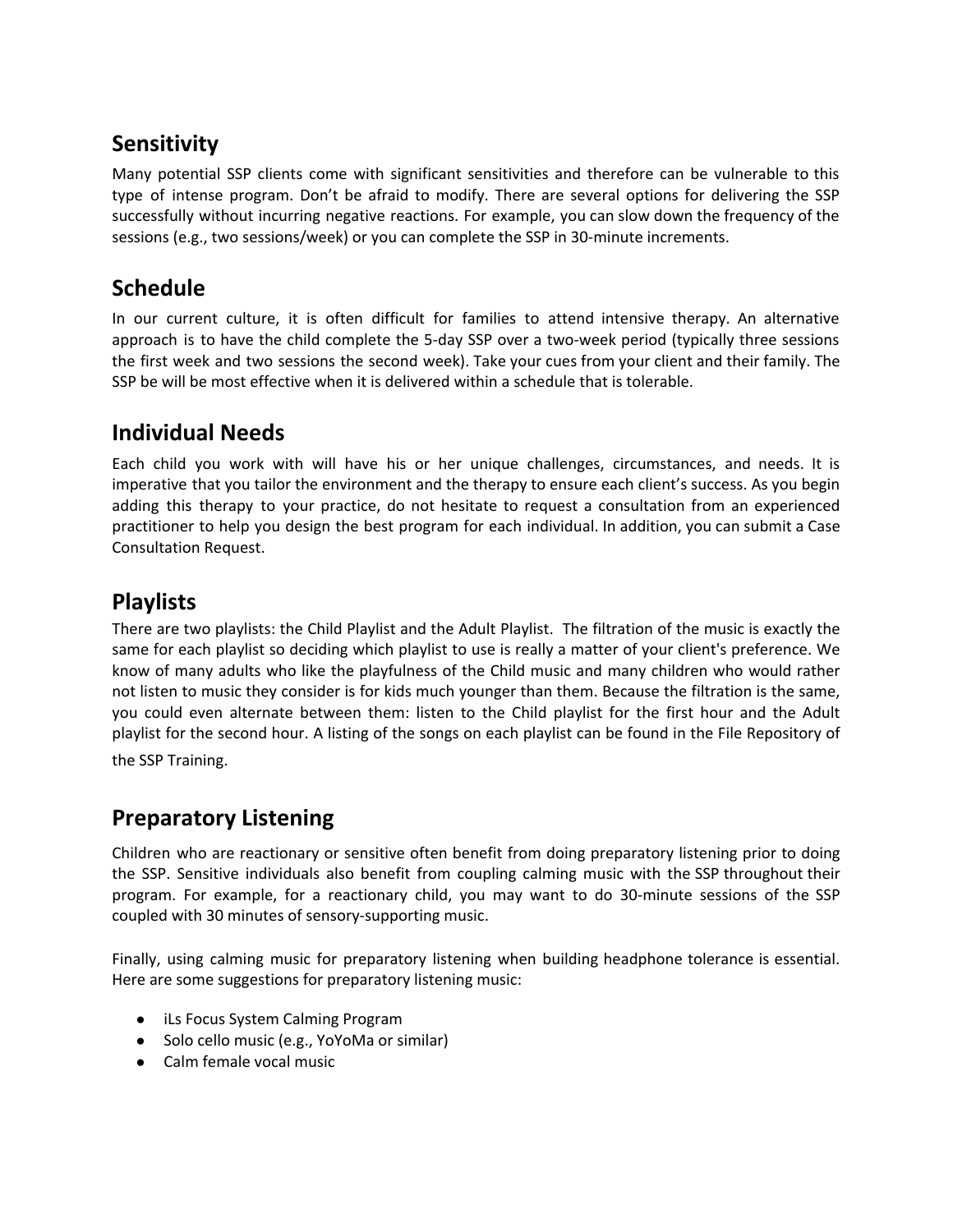## Sensitivity

Many potential SSP clients come with significant sensitivities and therefore can be vulnerable to this type of intense program. Don't be afraid to modify. There are several options for delivering the SSP successfully without incurring negative reactions. For example, you can slow down the frequency of the sessions (e.g., two sessions/week) or you can complete the SSP in 30-minute increments.

## Schedule

In our current culture, it is often difficult for families to attend intensive therapy. An alternative approach is to have the child complete the 5-day SSP over a two-week period (typically three sessions the first week and two sessions the second week). Take your cues from your client and their family. The SSP be will be most effective when it is delivered within a schedule that is tolerable.

## Individual Needs

Each child you work with will have his or her unique challenges, circumstances, and needs. It is imperative that you tailor the environment and the therapy to ensure each client's success. As you begin adding this therapy to your practice, do not hesitate to request a consultation from an experienced practitioner to help you design the best program for each individual. In addition, you can submit a Case Consultation Request.

## Playlists

There are two playlists: the Child Playlist and the Adult Playlist. The filtration of the music is exactly the same for each playlist so deciding which playlist to use is really a matter of your client's preference. We know of many adults who like the playfulness of the Child music and many children who would rather not listen to music they consider is for kids much younger than them. Because the filtration is the same, you could even alternate between them: listen to the Child playlist for the first hour and the Adult playlist for the second hour. A listing of the songs on each playlist can be found in the File Repository of the SSP Training.

## Preparatory Listening

Children who are reactionary or sensitive often benefit from doing preparatory listening prior to doing the SSP. Sensitive individuals also benefit from coupling calming music with the SSP throughout their program. For example, for a reactionary child, you may want to do 30-minute sessions of the SSP coupled with 30 minutes of sensory-supporting music.

Finally, using calming music for preparatory listening when building headphone tolerance is essential. Here are some suggestions for preparatory listening music:

- iLs Focus System Calming Program
- Solo cello music (e.g., YoYoMa or similar)
- Calm female vocal music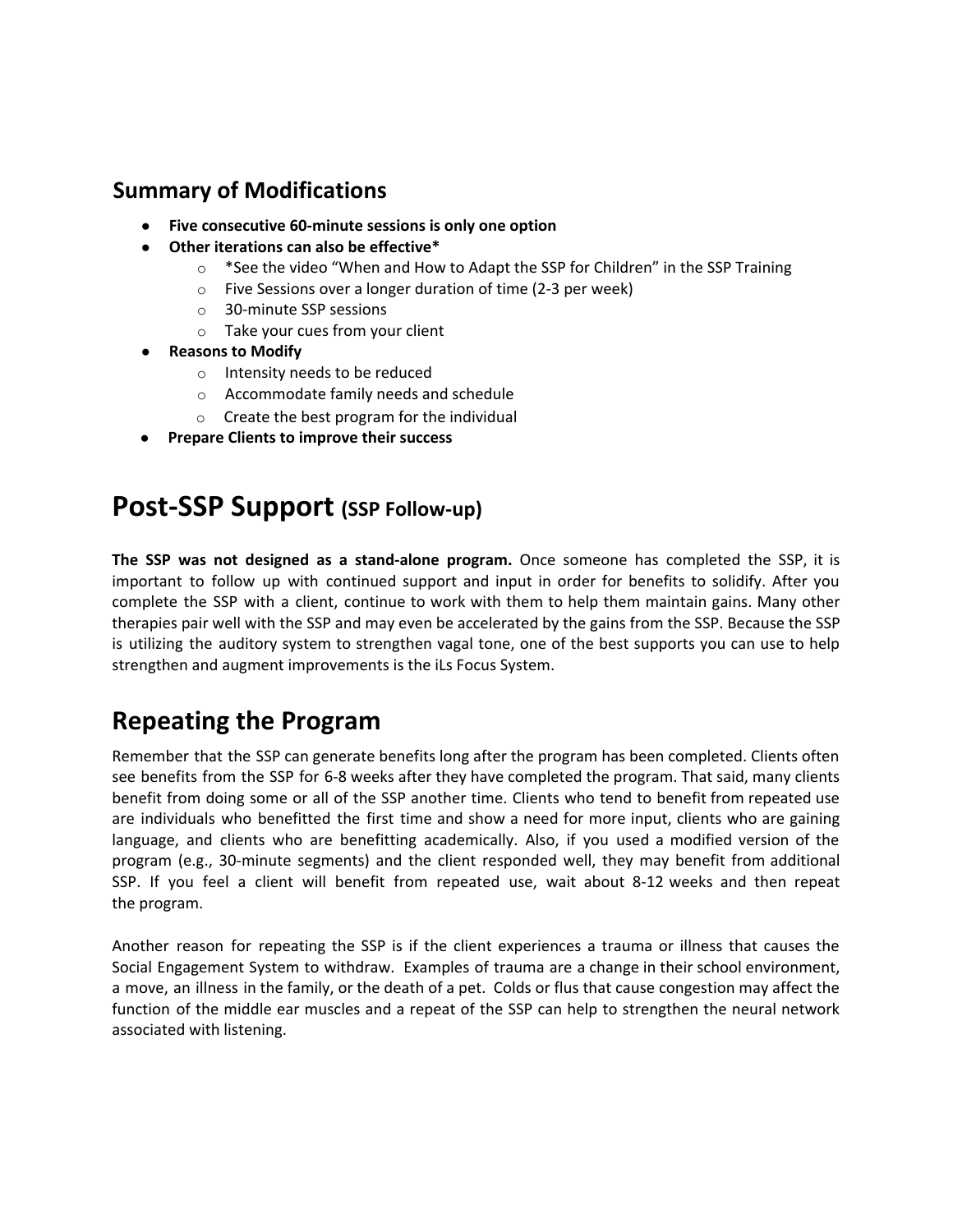### Summary of Modifications

- **Five consecutive 60-minute sessions is only one option**
- **Other iterations can also be effective***
  - *See the video "When and How to Adapt the SSP for Children" in the SSP Training
  - Five Sessions over a longer duration of time (2-3 per week)
  - 30-minute SSP sessions
  - Take your cues from your client
- **Reasons to Modify**
  - Intensity needs to be reduced
  - Accommodate family needs and schedule
  - Create the best program for the individual
- **Prepare Clients to improve their success**

## Post-SSP Support (SSP Follow-up)

**The SSP was not designed as a stand-alone program.** Once someone has completed the SSP, it is important to follow up with continued support and input in order for benefits to solidify. After you complete the SSP with a client, continue to work with them to help them maintain gains. Many other therapies pair well with the SSP and may even be accelerated by the gains from the SSP. Because the SSP is utilizing the auditory system to strengthen vagal tone, one of the best supports you can use to help strengthen and augment improvements is the iLs Focus System.

## Repeating the Program

Remember that the SSP can generate benefits long after the program has been completed. Clients often see benefits from the SSP for 6-8 weeks after they have completed the program. That said, many clients benefit from doing some or all of the SSP another time. Clients who tend to benefit from repeated use are individuals who benefitted the first time and show a need for more input, clients who are gaining language, and clients who are benefitting academically. Also, if you used a modified version of the program (e.g., 30-minute segments) and the client responded well, they may benefit from additional SSP. If you feel a client will benefit from repeated use, wait about 8-12 weeks and then repeat the program.

Another reason for repeating the SSP is if the client experiences a trauma or illness that causes the Social Engagement System to withdraw. Examples of trauma are a change in their school environment, a move, an illness in the family, or the death of a pet. Colds or flus that cause congestion may affect the function of the middle ear muscles and a repeat of the SSP can help to strengthen the neural network associated with listening.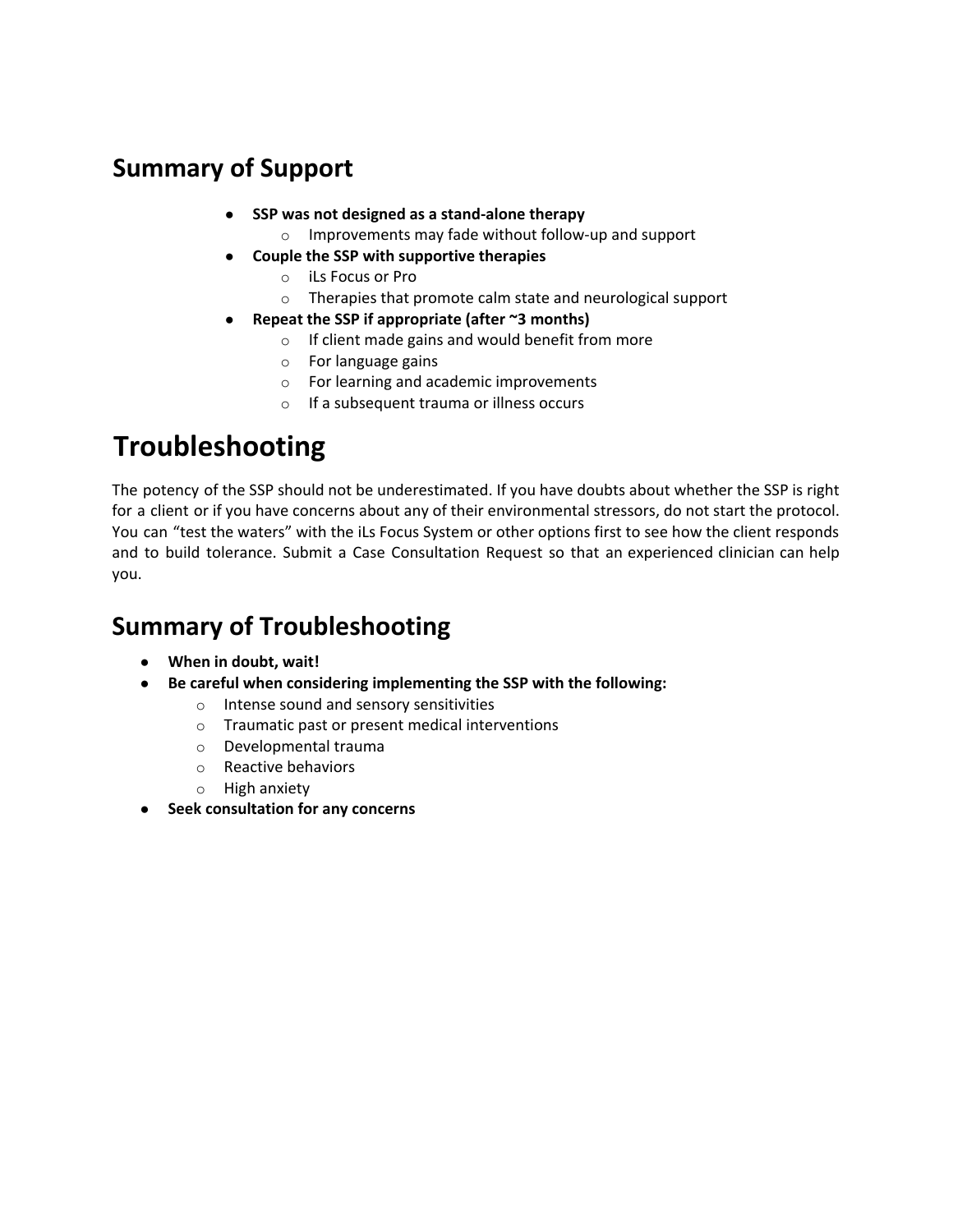## Summary of Support

- **SSP was not designed as a stand-alone therapy**
    - Improvements may fade without follow-up and support
- **Couple the SSP with supportive therapies**
    - iLs Focus or Pro
    - Therapies that promote calm state and neurological support
- **Repeat the SSP if appropriate (after ~3 months)**
    - If client made gains and would benefit from more
    - For language gains
    - For learning and academic improvements
    - If a subsequent trauma or illness occurs

# Troubleshooting

The potency of the SSP should not be underestimated. If you have doubts about whether the SSP is right for a client or if you have concerns about any of their environmental stressors, do not start the protocol. You can "test the waters" with the iLs Focus System or other options first to see how the client responds and to build tolerance. Submit a Case Consultation Request so that an experienced clinician can help you.

## Summary of Troubleshooting

- **When in doubt, wait!**
- **Be careful when considering implementing the SSP with the following:**
    - Intense sound and sensory sensitivities
    - Traumatic past or present medical interventions
    - Developmental trauma
    - Reactive behaviors
    - High anxiety
- **Seek consultation for any concerns**